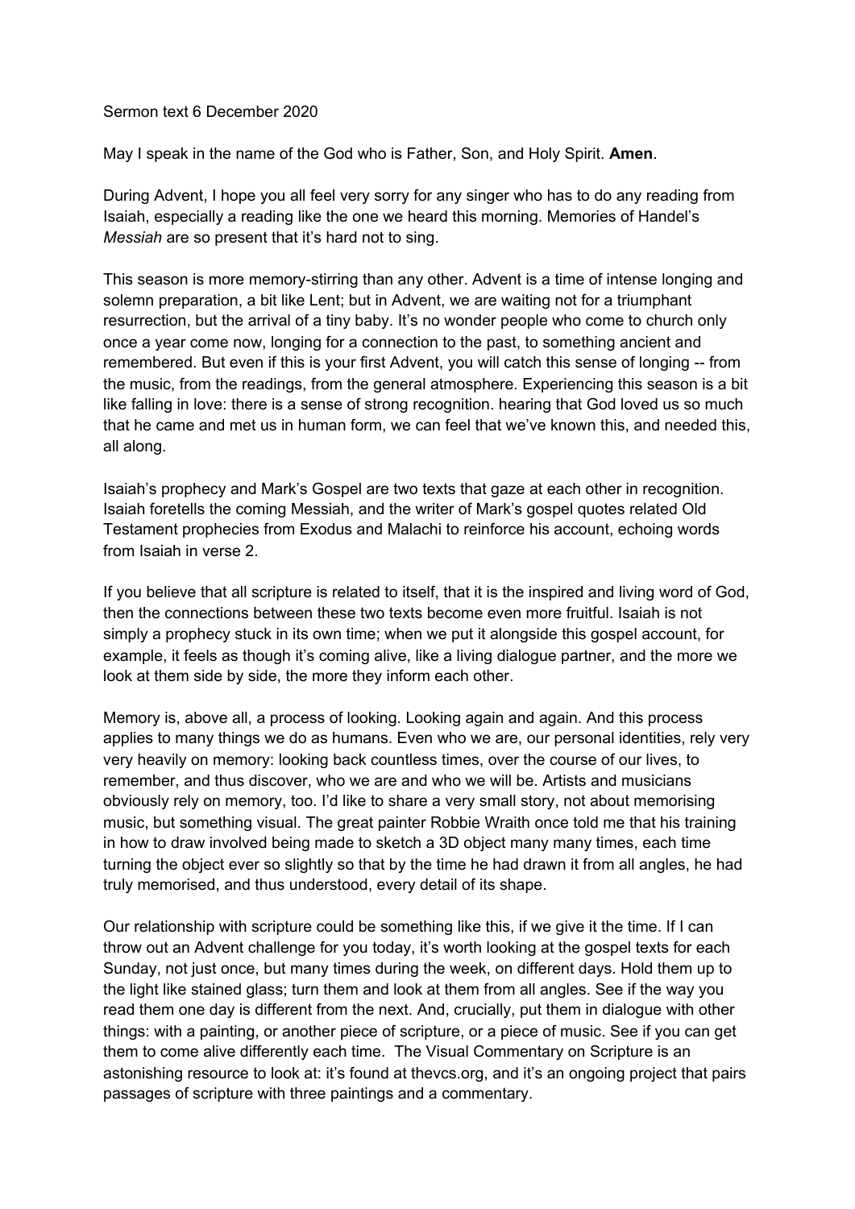Sermon text 6 December 2020

May I speak in the name of the God who is Father, Son, and Holy Spirit. **Amen**.

During Advent, I hope you all feel very sorry for any singer who has to do any reading from Isaiah, especially a reading like the one we heard this morning. Memories of Handel's *Messiah* are so present that it's hard not to sing.

This season is more memory-stirring than any other. Advent is a time of intense longing and solemn preparation, a bit like Lent; but in Advent, we are waiting not for a triumphant resurrection, but the arrival of a tiny baby. It's no wonder people who come to church only once a year come now, longing for a connection to the past, to something ancient and remembered. But even if this is your first Advent, you will catch this sense of longing -- from the music, from the readings, from the general atmosphere. Experiencing this season is a bit like falling in love: there is a sense of strong recognition. hearing that God loved us so much that he came and met us in human form, we can feel that we've known this, and needed this, all along.

Isaiah's prophecy and Mark's Gospel are two texts that gaze at each other in recognition. Isaiah foretells the coming Messiah, and the writer of Mark's gospel quotes related Old Testament prophecies from Exodus and Malachi to reinforce his account, echoing words from Isaiah in verse 2.

If you believe that all scripture is related to itself, that it is the inspired and living word of God, then the connections between these two texts become even more fruitful. Isaiah is not simply a prophecy stuck in its own time; when we put it alongside this gospel account, for example, it feels as though it's coming alive, like a living dialogue partner, and the more we look at them side by side, the more they inform each other.

Memory is, above all, a process of looking. Looking again and again. And this process applies to many things we do as humans. Even who we are, our personal identities, rely very very heavily on memory: looking back countless times, over the course of our lives, to remember, and thus discover, who we are and who we will be. Artists and musicians obviously rely on memory, too. I'd like to share a very small story, not about memorising music, but something visual. The great painter Robbie Wraith once told me that his training in how to draw involved being made to sketch a 3D object many many times, each time turning the object ever so slightly so that by the time he had drawn it from all angles, he had truly memorised, and thus understood, every detail of its shape.

Our relationship with scripture could be something like this, if we give it the time. If I can throw out an Advent challenge for you today, it's worth looking at the gospel texts for each Sunday, not just once, but many times during the week, on different days. Hold them up to the light like stained glass; turn them and look at them from all angles. See if the way you read them one day is different from the next. And, crucially, put them in dialogue with other things: with a painting, or another piece of scripture, or a piece of music. See if you can get them to come alive differently each time. The Visual Commentary on Scripture is an astonishing resource to look at: it's found at thevcs.org, and it's an ongoing project that pairs passages of scripture with three paintings and a commentary.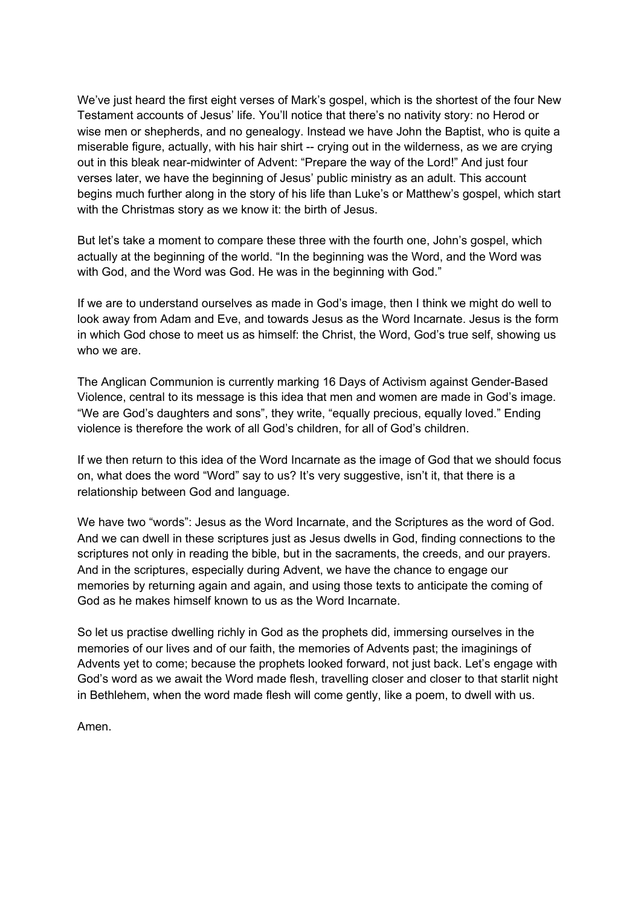We've just heard the first eight verses of Mark's gospel, which is the shortest of the four New Testament accounts of Jesus' life. You'll notice that there's no nativity story: no Herod or wise men or shepherds, and no genealogy. Instead we have John the Baptist, who is quite a miserable figure, actually, with his hair shirt -- crying out in the wilderness, as we are crying out in this bleak near-midwinter of Advent: "Prepare the way of the Lord!" And just four verses later, we have the beginning of Jesus' public ministry as an adult. This account begins much further along in the story of his life than Luke's or Matthew's gospel, which start with the Christmas story as we know it: the birth of Jesus.

But let's take a moment to compare these three with the fourth one, John's gospel, which actually at the beginning of the world. "In the beginning was the Word, and the Word was with God, and the Word was God. He was in the beginning with God."

If we are to understand ourselves as made in God's image, then I think we might do well to look away from Adam and Eve, and towards Jesus as the Word Incarnate. Jesus is the form in which God chose to meet us as himself: the Christ, the Word, God's true self, showing us who we are.

The Anglican Communion is currently marking 16 Days of Activism against Gender-Based Violence, central to its message is this idea that men and women are made in God's image. "We are God's daughters and sons", they write, "equally precious, equally loved." Ending violence is therefore the work of all God's children, for all of God's children.

If we then return to this idea of the Word Incarnate as the image of God that we should focus on, what does the word "Word" say to us? It's very suggestive, isn't it, that there is a relationship between God and language.

We have two "words": Jesus as the Word Incarnate, and the Scriptures as the word of God. And we can dwell in these scriptures just as Jesus dwells in God, finding connections to the scriptures not only in reading the bible, but in the sacraments, the creeds, and our prayers. And in the scriptures, especially during Advent, we have the chance to engage our memories by returning again and again, and using those texts to anticipate the coming of God as he makes himself known to us as the Word Incarnate.

So let us practise dwelling richly in God as the prophets did, immersing ourselves in the memories of our lives and of our faith, the memories of Advents past; the imaginings of Advents yet to come; because the prophets looked forward, not just back. Let's engage with God's word as we await the Word made flesh, travelling closer and closer to that starlit night in Bethlehem, when the word made flesh will come gently, like a poem, to dwell with us.

Amen.